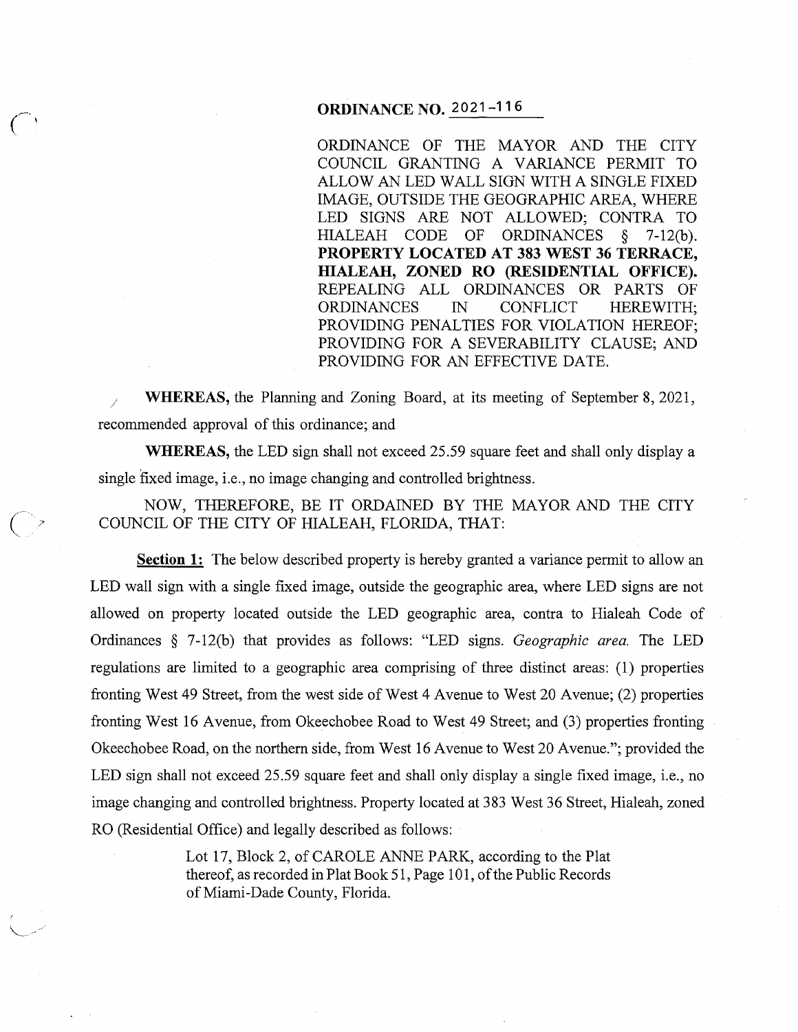**ORDINANCE NO. 2021-116**

ORDINANCE OF THE MAYOR AND THE CITY COUNCIL GRANTING A VARIANCE PERMIT TO ALLOW AN LED WALL SIGN WITH A SINGLE FIXED IMAGE, OUTSIDE THE GEOGRAPHIC AREA, WHERE LED SIGNS ARE NOT ALLOWED; CONTRA TO HIALEAH CODE OF ORDINANCES § 7-12(b). **PROPERTY LOCATED AT 383 WEST 36 TERRACE, HIALEAH, ZONED RO (RESIDENTIAL OFFICE).** REPEALING ALL ORDINANCES OR PARTS OF ORDINANCES IN CONFLICT HEREWITH; PROVIDING PENALTIES FOR VIOLATION HEREOF; PROVIDING FOR A SEVERABILITY CLAUSE; AND PROVIDING FOR AN EFFECTIVE DATE.

**WHEREAS,** the Planning and Zoning Board, at its meeting of September 8, 2021, recommended approval of this ordinance; and

**WHEREAS,** the LED sign shall not exceed 25.59 square feet and shall only display a single fixed image, i.e., no image changing and controlled brightness.

NOW, THEREFORE, BE IT ORDAINED BY THE MAYOR AND THE CITY COUNCIL OF THE CITY OF HIALEAH, FLORIDA, THAT:

**Section 1:** The below described property is hereby granted a variance permit to allow an LED wall sign with a single fixed image, outside the geographic area, where LED signs are not allowed on property located outside the LED geographic area, contra to Hialeah Code of Ordinances § 7-12(b) that provides as follows: "LED signs. *Geographic area.* The LED regulations are limited to a geographic area comprising of three distinct areas: (1) properties fronting West 49 Street, from the west side of West 4 Avenue to West 20 Avenue; (2) properties fronting West 16 Avenue, from Okeechobee Road to West 49 Street; and (3) properties fronting Okeechobee Road, on the northern side, from West 16 Avenue to West 20 Avenue."; provided the LED sign shall not exceed 25.59 square feet and shall only display a single fixed image, i.e., no image changing and controlled brightness. Property located at 383 West 36 Street, Hialeah, zoned RO (Residential Office) and legally described as follows:

> Lot 17, Block 2, of CAROLE ANNE PARK, according to the Plat thereof, as recorded in Plat Book 51, Page 101, of the Public Records of Miami-Dade County, Florida.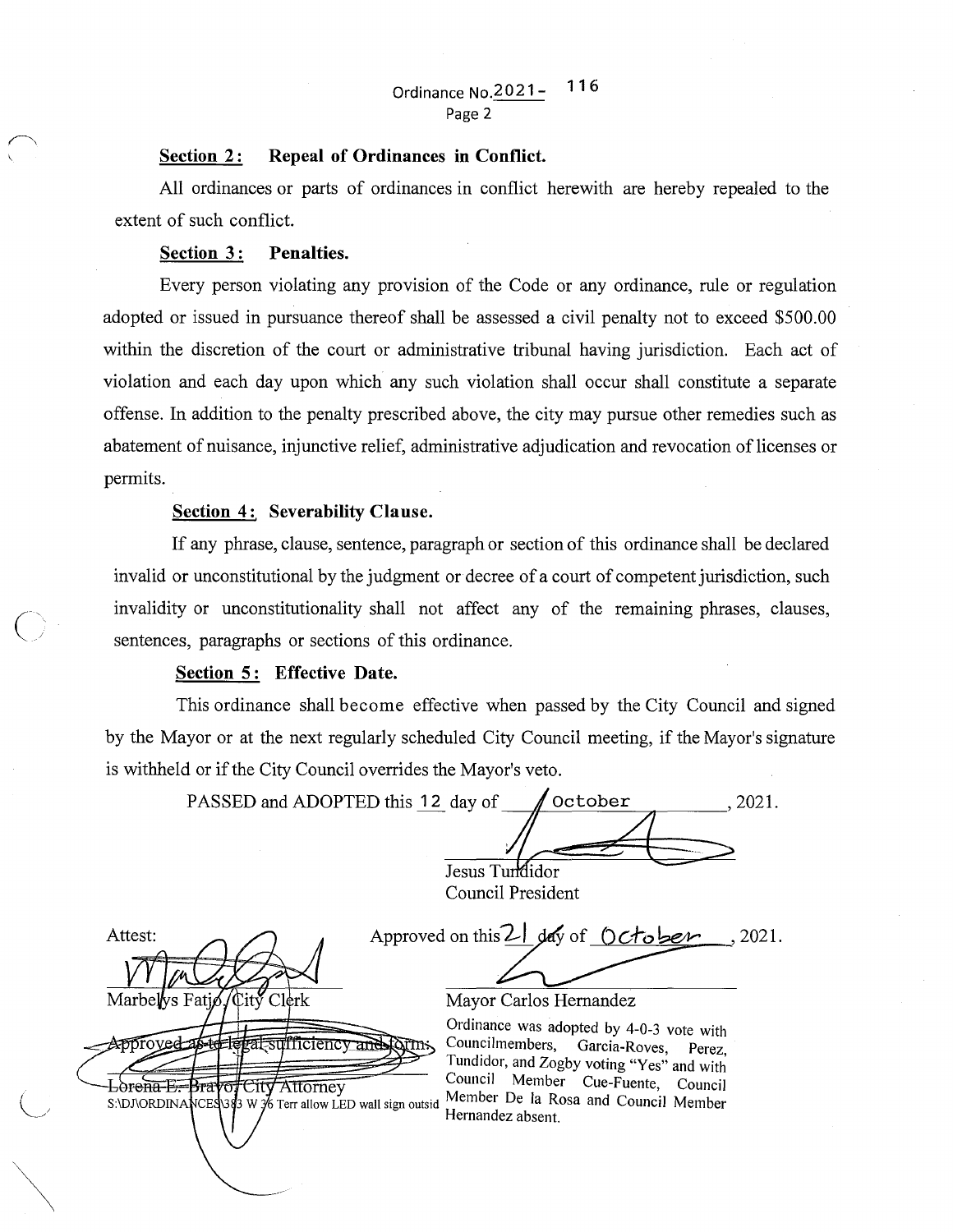Ordinance No. 2021- 116
Page 2

**Section 2: Repeal of Ordinances in Conflict.**

All ordinances or parts of ordinances in conflict herewith are hereby repealed to the extent of such conflict.

**Section 3: Penalties.**

Every person violating any provision of the Code or any ordinance, rule or regulation adopted or issued in pursuance thereof shall be assessed a civil penalty not to exceed $500.00 within the discretion of the court or administrative tribunal having jurisdiction. Each act of violation and each day upon which any such violation shall occur shall constitute a separate offense. In addition to the penalty prescribed above, the city may pursue other remedies such as abatement of nuisance, injunctive relief, administrative adjudication and revocation of licenses or permits.

**Section 4: Severability Clause.**

If any phrase, clause, sentence, paragraph or section of this ordinance shall be declared invalid or unconstitutional by the judgment or decree of a court of competent jurisdiction, such invalidity or unconstitutionality shall not affect any of the remaining phrases, clauses, sentences, paragraphs or sections of this ordinance.

**Section 5: Effective Date.**

This ordinance shall become effective when passed by the City Council and signed by the Mayor or at the next regularly scheduled City Council meeting, if the Mayor's signature is withheld or if the City Council overrides the Mayor's veto.

PASSED and ADOPTED this 12 day of October, 2021.

Jesus Tundidor
Council President

Attest:

Marbelys Fatjo, City Clerk

Approved as to legal sufficiency and form:

Lorena E. Bravo, City Attorney

S:\DJ\ORDINANCES\383 W 36 Terr allow LED wall sign outsid

Approved on this 21 day of October, 2021.

Mayor Carlos Hernandez

Ordinance was adopted by 4-0-3 vote with Councilmembers, Garcia-Roves, Perez, Tundidor, and Zogby voting "Yes" and with Council Member Cue-Fuente, Council Member De la Rosa and Council Member Hernandez absent.